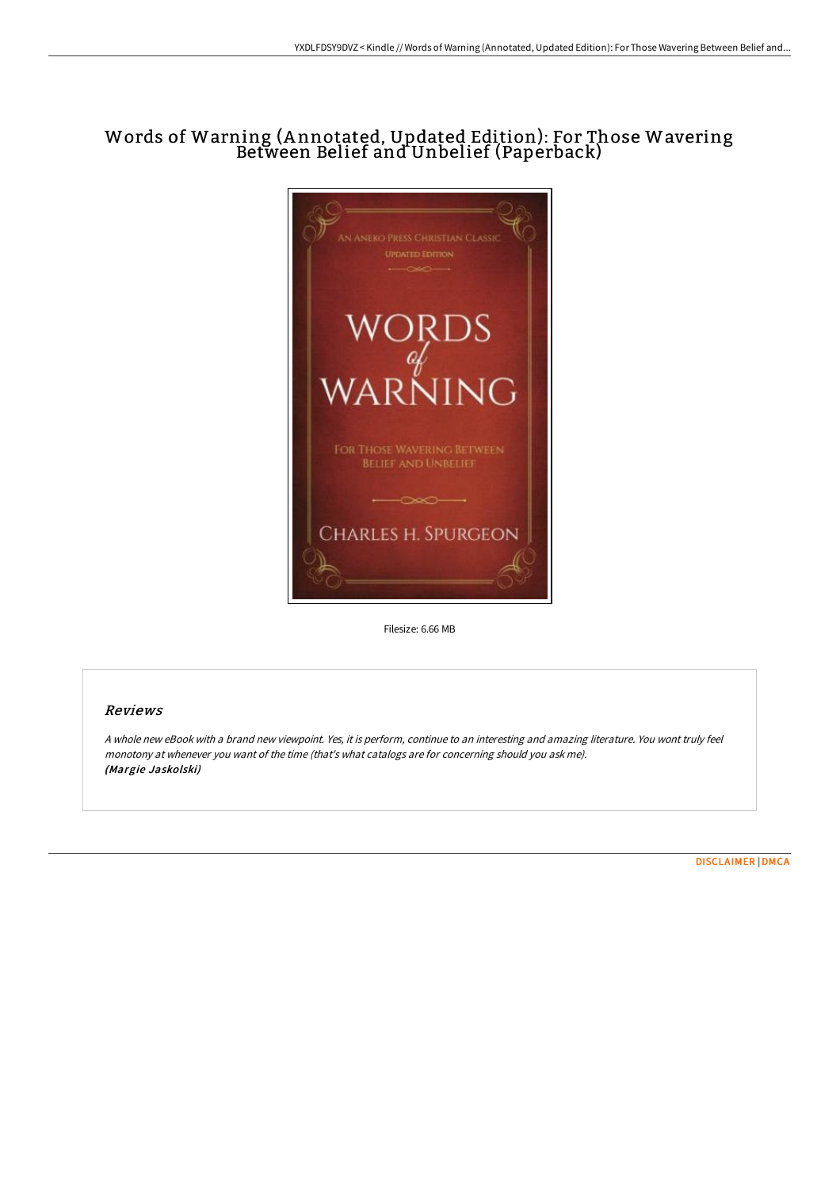# Words of Warning (Annotated, Updated Edition): For Those Wavering Between Belief and Unbelief (Paperback)

Filesize: 6.66 MB

## Reviews

*A whole new eBook with a brand new viewpoint. Yes, it is perform, continue to an interesting and amazing literature. You wont truly feel monotony at whenever you want of the time (that's what catalogs are for concerning should you ask me).*
***(Margie Jaskolski)***

DISCLAIMER | DMCA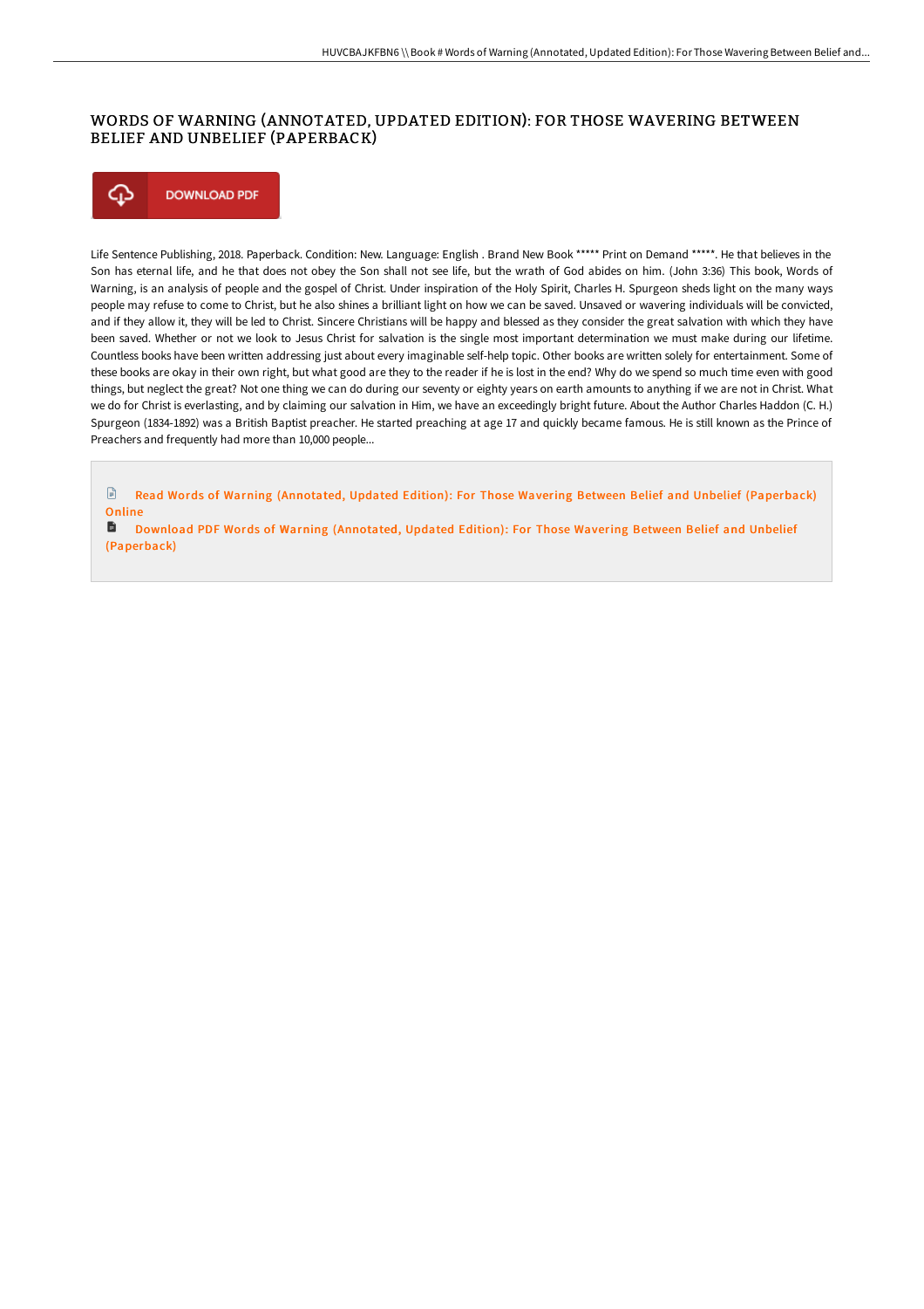# WORDS OF WARNING (ANNOTATED, UPDATED EDITION): FOR THOSE WAVERING BETWEEN BELIEF AND UNBELIEF (PAPERBACK)

DOWNLOAD PDF

Life Sentence Publishing, 2018. Paperback. Condition: New. Language: English . Brand New Book ***** Print on Demand *****. He that believes in the Son has eternal life, and he that does not obey the Son shall not see life, but the wrath of God abides on him. (John 3:36) This book, Words of Warning, is an analysis of people and the gospel of Christ. Under inspiration of the Holy Spirit, Charles H. Spurgeon sheds light on the many ways people may refuse to come to Christ, but he also shines a brilliant light on how we can be saved. Unsaved or wavering individuals will be convicted, and if they allow it, they will be led to Christ. Sincere Christians will be happy and blessed as they consider the great salvation with which they have been saved. Whether or not we look to Jesus Christ for salvation is the single most important determination we must make during our lifetime. Countless books have been written addressing just about every imaginable self-help topic. Other books are written solely for entertainment. Some of these books are okay in their own right, but what good are they to the reader if he is lost in the end? Why do we spend so much time even with good things, but neglect the great? Not one thing we can do during our seventy or eighty years on earth amounts to anything if we are not in Christ. What we do for Christ is everlasting, and by claiming our salvation in Him, we have an exceedingly bright future. About the Author Charles Haddon (C. H.) Spurgeon (1834-1892) was a British Baptist preacher. He started preaching at age 17 and quickly became famous. He is still known as the Prince of Preachers and frequently had more than 10,000 people...

Read Words of Warning (Annotated, Updated Edition): For Those Wavering Between Belief and Unbelief (Paperback) Online

Download PDF Words of Warning (Annotated, Updated Edition): For Those Wavering Between Belief and Unbelief (Paperback)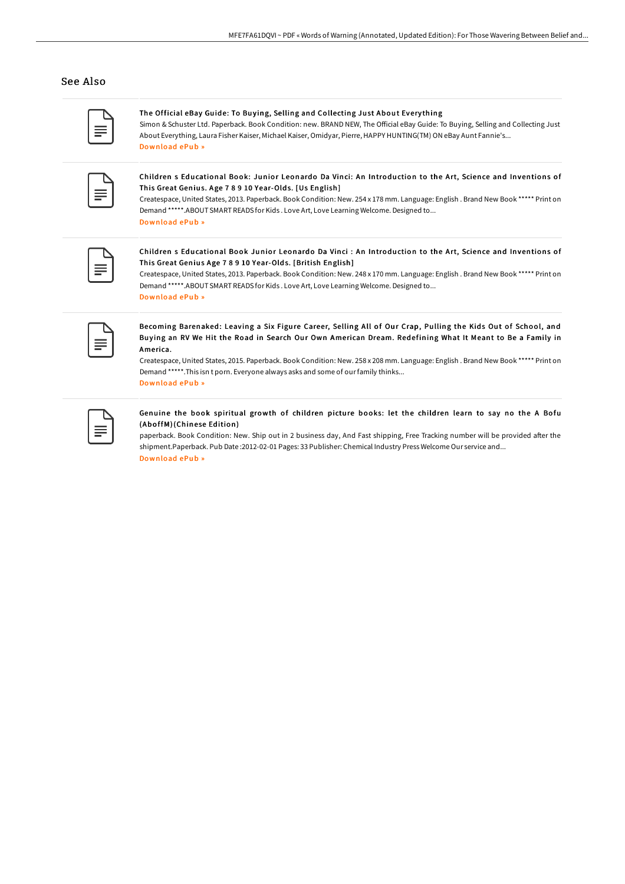## See Also

**The Official eBay Guide: To Buying, Selling and Collecting Just About Everything**

Simon & Schuster Ltd. Paperback. Book Condition: new. BRAND NEW, The Official eBay Guide: To Buying, Selling and Collecting Just About Everything, Laura Fisher Kaiser, Michael Kaiser, Omidyar, Pierre, HAPPY HUNTING(TM) ON eBay Aunt Fannie's...

Download ePub »

**Children s Educational Book: Junior Leonardo Da Vinci: An Introduction to the Art, Science and Inventions of This Great Genius. Age 7 8 9 10 Year-Olds. [Us English]**

Createspace, United States, 2013. Paperback. Book Condition: New. 254 x 178 mm. Language: English . Brand New Book ***** Print on Demand *****.ABOUT SMART READS for Kids . Love Art, Love Learning Welcome. Designed to...

Download ePub »

**Children s Educational Book Junior Leonardo Da Vinci : An Introduction to the Art, Science and Inventions of This Great Genius Age 7 8 9 10 Year-Olds. [British English]**

Createspace, United States, 2013. Paperback. Book Condition: New. 248 x 170 mm. Language: English . Brand New Book ***** Print on Demand *****.ABOUT SMART READS for Kids . Love Art, Love Learning Welcome. Designed to...

Download ePub »

**Becoming Barenaked: Leaving a Six Figure Career, Selling All of Our Crap, Pulling the Kids Out of School, and Buying an RV We Hit the Road in Search Our Own American Dream. Redefining What It Meant to Be a Family in America.**

Createspace, United States, 2015. Paperback. Book Condition: New. 258 x 208 mm. Language: English . Brand New Book ***** Print on Demand *****.This isn t porn. Everyone always asks and some of our family thinks...

Download ePub »

**Genuine the book spiritual growth of children picture books: let the children learn to say no the A Bofu (AboffM)(Chinese Edition)**

paperback. Book Condition: New. Ship out in 2 business day, And Fast shipping, Free Tracking number will be provided after the shipment.Paperback. Pub Date :2012-02-01 Pages: 33 Publisher: Chemical Industry Press Welcome Our service and...

Download ePub »